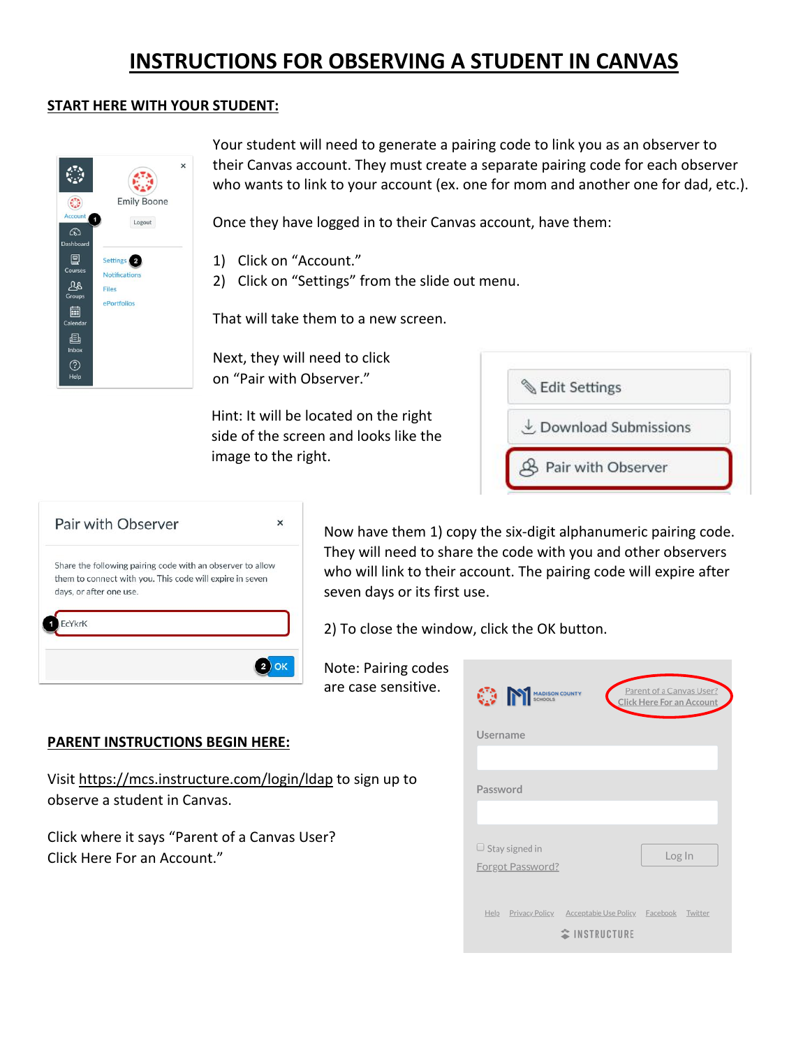# INSTRUCTIONS FOR OBSERVING A STUDENT IN CANVAS

## START HERE WITH YOUR STUDENT:

Your student will need to generate a pairing code to link you as an observer to their Canvas account. They must create a separate pairing code for each observer who wants to link to your account (ex. one for mom and another one for dad, etc.).

Once they have logged in to their Canvas account, have them:

1) Click on "Account."
2) Click on "Settings" from the slide out menu.

That will take them to a new screen.

Next, they will need to click on "Pair with Observer."

Hint: It will be located on the right side of the screen and looks like the image to the right.

Now have them 1) copy the six-digit alphanumeric pairing code. They will need to share the code with you and other observers who will link to their account. The pairing code will expire after seven days or its first use.

2) To close the window, click the OK button.

Note: Pairing codes are case sensitive.

## PARENT INSTRUCTIONS BEGIN HERE:

Visit https://mcs.instructure.com/login/ldap to sign up to observe a student in Canvas.

Click where it says "Parent of a Canvas User? Click Here For an Account."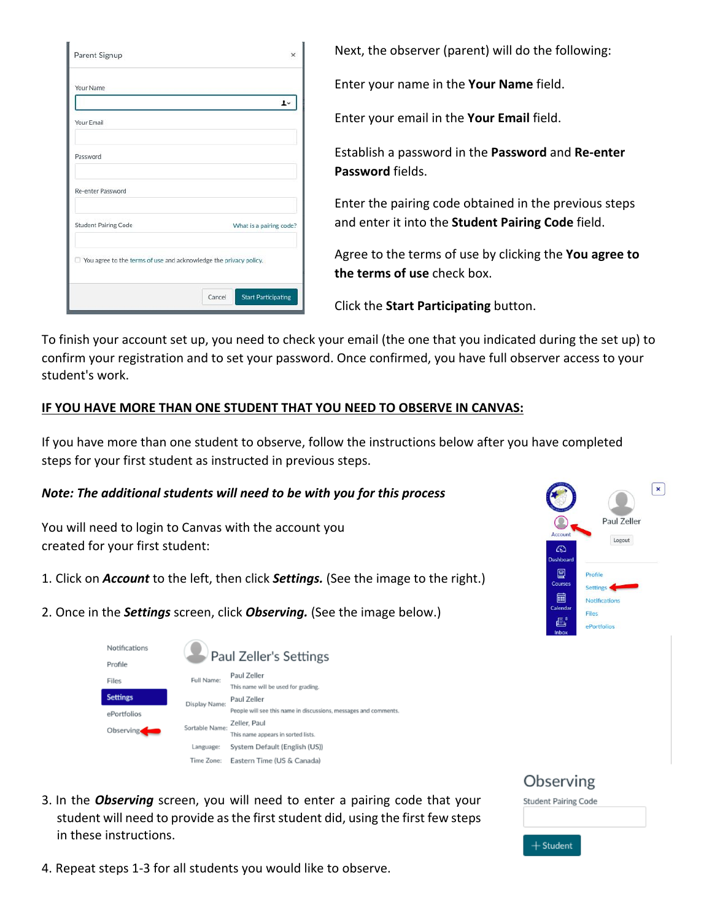Next, the observer (parent) will do the following:

Enter your name in the **Your Name** field.

Enter your email in the **Your Email** field.

Establish a password in the **Password** and **Re-enter Password** fields.

Enter the pairing code obtained in the previous steps and enter it into the **Student Pairing Code** field.

Agree to the terms of use by clicking the **You agree to the terms of use** check box.

Click the **Start Participating** button.

To finish your account set up, you need to check your email (the one that you indicated during the set up) to confirm your registration and to set your password. Once confirmed, you have full observer access to your student's work.

## IF YOU HAVE MORE THAN ONE STUDENT THAT YOU NEED TO OBSERVE IN CANVAS:

If you have more than one student to observe, follow the instructions below after you have completed steps for your first student as instructed in previous steps.

***Note: The additional students will need to be with you for this process***

You will need to login to Canvas with the account you created for your first student:

1. Click on ***Account*** to the left, then click ***Settings.*** (See the image to the right.)

2. Once in the ***Settings*** screen, click ***Observing.*** (See the image below.)

3. In the ***Observing*** screen, you will need to enter a pairing code that your student will need to provide as the first student did, using the first few steps in these instructions.

4. Repeat steps 1-3 for all students you would like to observe.